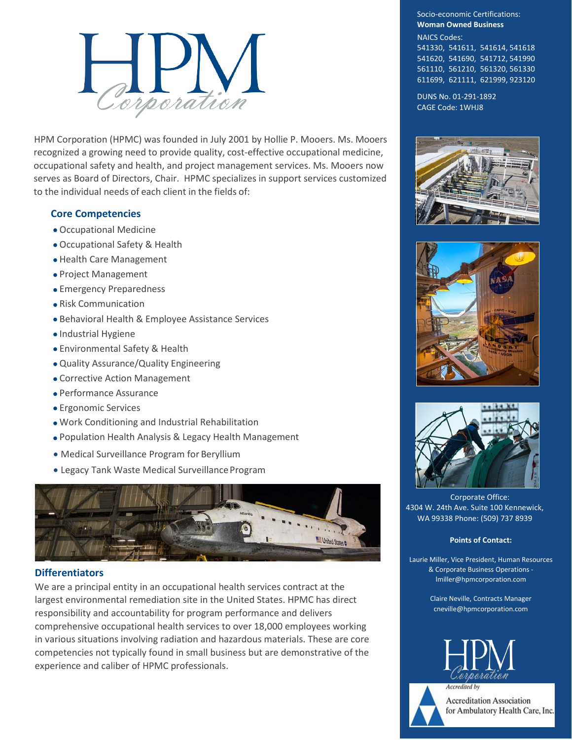# HPM Corporation

HPM Corporation (HPMC) was founded in July 2001 by Hollie P. Mooers. Ms. Mooers recognized a growing need to provide quality, cost-effective occupational medicine, occupational safety and health, and project management services. Ms. Mooers now serves as Board of Directors, Chair. HPMC specializes in support services customized to the individual needs of each client in the fields of:

## Core Competencies

- Occupational Medicine
- Occupational Safety & Health
- Health Care Management
- Project Management
- Emergency Preparedness
- Risk Communication
- Behavioral Health & Employee Assistance Services
- Industrial Hygiene
- Environmental Safety & Health
- Quality Assurance/Quality Engineering
- Corrective Action Management
- Performance Assurance
- Ergonomic Services
- Work Conditioning and Industrial Rehabilitation
- Population Health Analysis & Legacy Health Management
- Medical Surveillance Program for Beryllium
- Legacy Tank Waste Medical Surveillance Program

## Differentiators

We are a principal entity in an occupational health services contract at the largest environmental remediation site in the United States. HPMC has direct responsibility and accountability for program performance and delivers comprehensive occupational health services to over 18,000 employees working in various situations involving radiation and hazardous materials. These are core competencies not typically found in small business but are demonstrative of the experience and caliber of HPMC professionals.

Socio-economic Certifications:
**Woman Owned Business**

NAICS Codes:
541330, 541611, 541614, 541618
541620, 541690, 541712, 541990
561110, 561210, 561320, 561330
611699, 621111, 621999, 923120

DUNS No. 01-291-1892
CAGE Code: 1WHJ8

Corporate Office:
4304 W. 24th Ave. Suite 100 Kennewick, WA 99338 Phone: (509) 737 8939

**Points of Contact:**

Laurie Miller, Vice President, Human Resources & Corporate Business Operations - lmiller@hpmcorporation.com

Claire Neville, Contracts Manager
cneville@hpmcorporation.com

HPM Corporation

*Accredited by*
Accreditation Association for Ambulatory Health Care, Inc.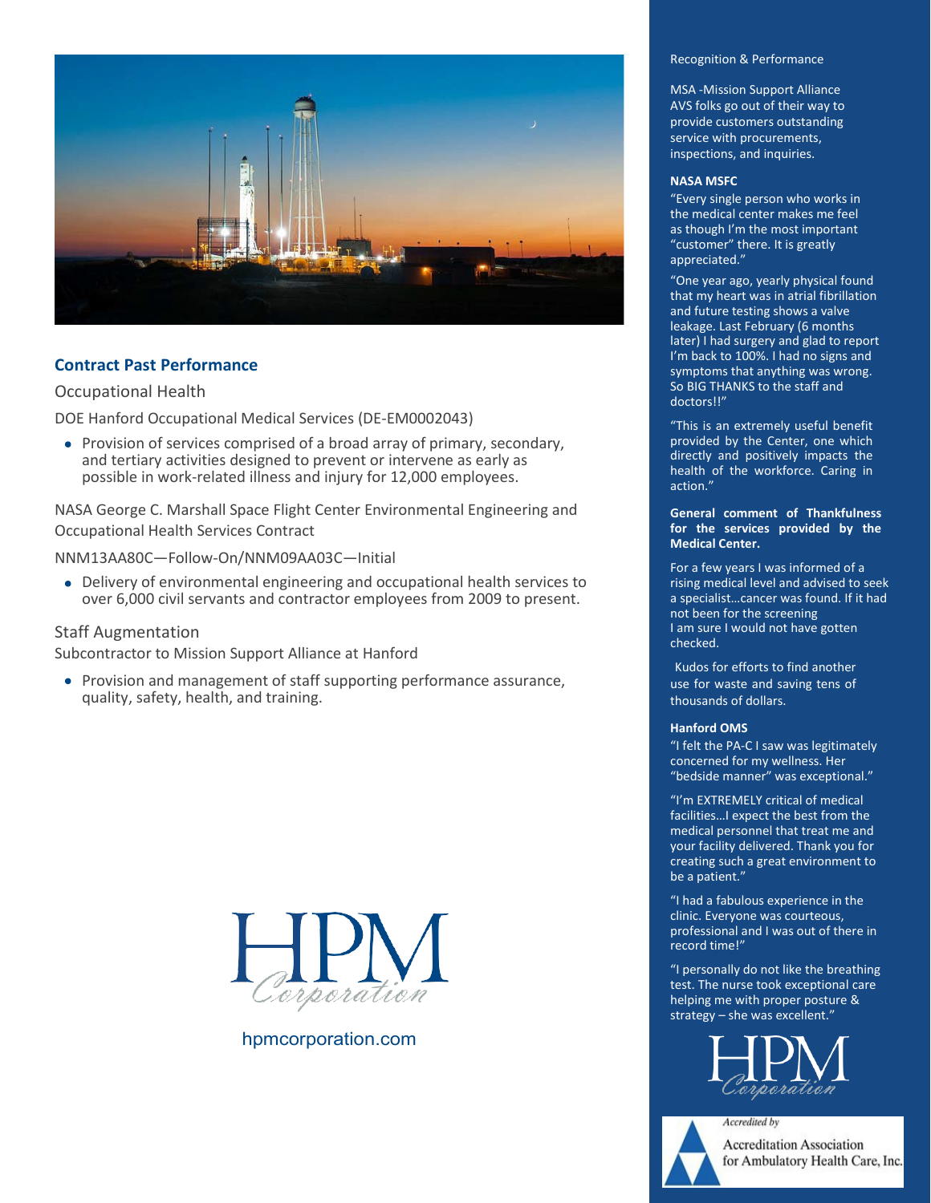## Contract Past Performance

### Occupational Health

DOE Hanford Occupational Medical Services (DE-EM0002043)

- Provision of services comprised of a broad array of primary, secondary, and tertiary activities designed to prevent or intervene as early as possible in work-related illness and injury for 12,000 employees.

NASA George C. Marshall Space Flight Center Environmental Engineering and Occupational Health Services Contract

NNM13AA80C—Follow-On/NNM09AA03C—Initial

- Delivery of environmental engineering and occupational health services to over 6,000 civil servants and contractor employees from 2009 to present.

### Staff Augmentation

Subcontractor to Mission Support Alliance at Hanford

- Provision and management of staff supporting performance assurance, quality, safety, health, and training.

HPM Corporation

hpmcorporation.com

## Recognition & Performance

MSA -Mission Support Alliance AVS folks go out of their way to provide customers outstanding service with procurements, inspections, and inquiries.

**NASA MSFC**

"Every single person who works in the medical center makes me feel as though I'm the most important "customer" there. It is greatly appreciated."

"One year ago, yearly physical found that my heart was in atrial fibrillation and future testing shows a valve leakage. Last February (6 months later) I had surgery and glad to report I'm back to 100%. I had no signs and symptoms that anything was wrong. So BIG THANKS to the staff and doctors!!"

"This is an extremely useful benefit provided by the Center, one which directly and positively impacts the health of the workforce. Caring in action."

**General comment of Thankfulness for the services provided by the Medical Center.**

For a few years I was informed of a rising medical level and advised to seek a specialist…cancer was found. If it had not been for the screening I am sure I would not have gotten checked.

Kudos for efforts to find another use for waste and saving tens of thousands of dollars.

**Hanford OMS**

"I felt the PA-C I saw was legitimately concerned for my wellness. Her "bedside manner" was exceptional."

"I'm EXTREMELY critical of medical facilities…I expect the best from the medical personnel that treat me and your facility delivered. Thank you for creating such a great environment to be a patient."

"I had a fabulous experience in the clinic. Everyone was courteous, professional and I was out of there in record time!"

"I personally do not like the breathing test. The nurse took exceptional care helping me with proper posture & strategy – she was excellent."

HPM Corporation

*Accredited by*

Accreditation Association for Ambulatory Health Care, Inc.